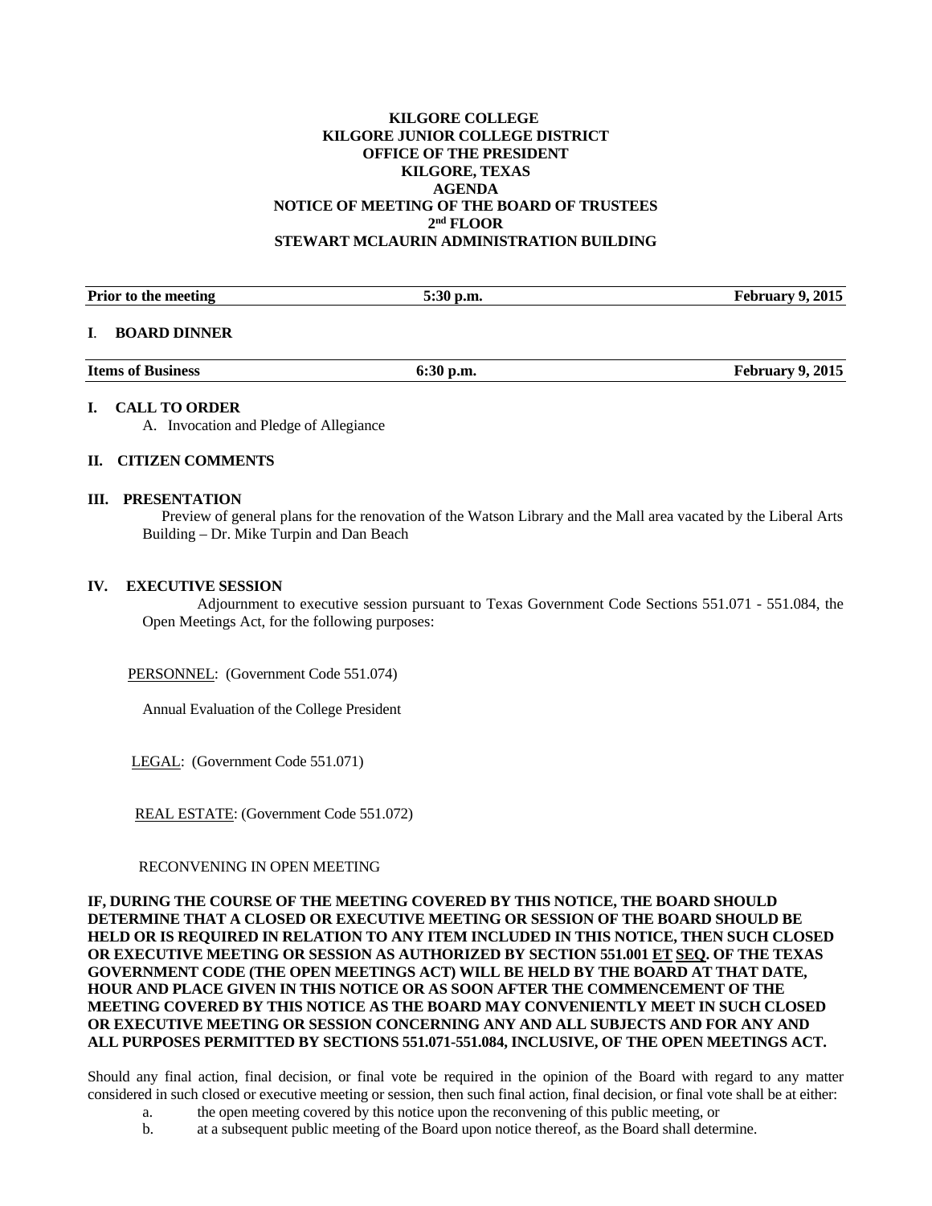**KILGORE COLLEGE**
**KILGORE JUNIOR COLLEGE DISTRICT**
**OFFICE OF THE PRESIDENT**
**KILGORE, TEXAS**
**AGENDA**
**NOTICE OF MEETING OF THE BOARD OF TRUSTEES**
**2nd FLOOR**
**STEWART MCLAURIN ADMINISTRATION BUILDING**

| **Prior to the meeting** | **5:30 p.m.** | **February 9, 2015** |
|---|---|---|

**I. BOARD DINNER**

| **Items of Business** | **6:30 p.m.** | **February 9, 2015** |
|---|---|---|

**I. CALL TO ORDER**

A. Invocation and Pledge of Allegiance

**II. CITIZEN COMMENTS**

**III. PRESENTATION**

Preview of general plans for the renovation of the Watson Library and the Mall area vacated by the Liberal Arts Building – Dr. Mike Turpin and Dan Beach

**IV. EXECUTIVE SESSION**

Adjournment to executive session pursuant to Texas Government Code Sections 551.071 - 551.084, the Open Meetings Act, for the following purposes:

PERSONNEL: (Government Code 551.074)

Annual Evaluation of the College President

LEGAL: (Government Code 551.071)

REAL ESTATE: (Government Code 551.072)

RECONVENING IN OPEN MEETING

**IF, DURING THE COURSE OF THE MEETING COVERED BY THIS NOTICE, THE BOARD SHOULD DETERMINE THAT A CLOSED OR EXECUTIVE MEETING OR SESSION OF THE BOARD SHOULD BE HELD OR IS REQUIRED IN RELATION TO ANY ITEM INCLUDED IN THIS NOTICE, THEN SUCH CLOSED OR EXECUTIVE MEETING OR SESSION AS AUTHORIZED BY SECTION 551.001 ET SEQ. OF THE TEXAS GOVERNMENT CODE (THE OPEN MEETINGS ACT) WILL BE HELD BY THE BOARD AT THAT DATE, HOUR AND PLACE GIVEN IN THIS NOTICE OR AS SOON AFTER THE COMMENCEMENT OF THE MEETING COVERED BY THIS NOTICE AS THE BOARD MAY CONVENIENTLY MEET IN SUCH CLOSED OR EXECUTIVE MEETING OR SESSION CONCERNING ANY AND ALL SUBJECTS AND FOR ANY AND ALL PURPOSES PERMITTED BY SECTIONS 551.071-551.084, INCLUSIVE, OF THE OPEN MEETINGS ACT.**

Should any final action, final decision, or final vote be required in the opinion of the Board with regard to any matter considered in such closed or executive meeting or session, then such final action, final decision, or final vote shall be at either:

a. the open meeting covered by this notice upon the reconvening of this public meeting, or
b. at a subsequent public meeting of the Board upon notice thereof, as the Board shall determine.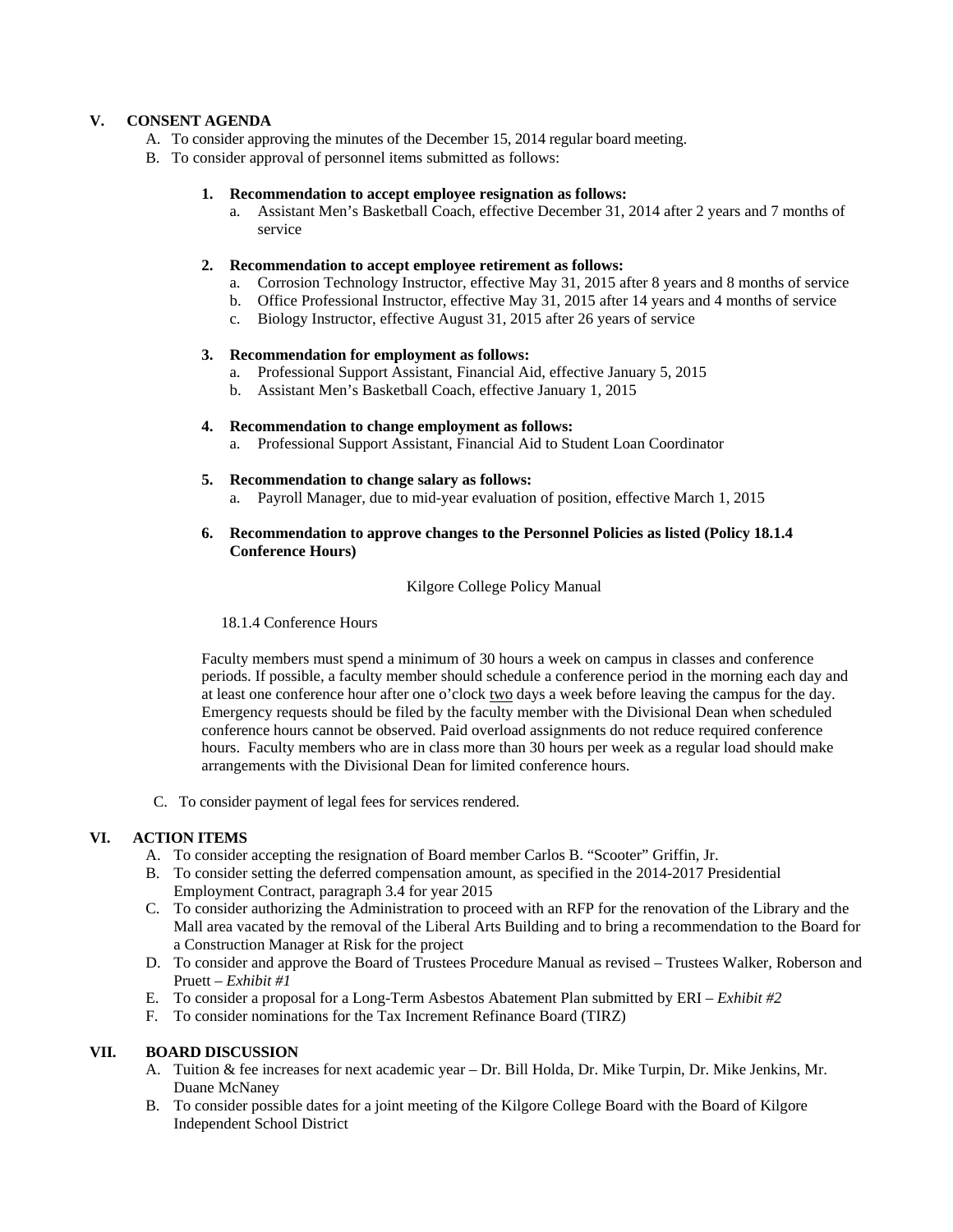## V. CONSENT AGENDA

A. To consider approving the minutes of the December 15, 2014 regular board meeting.

B. To consider approval of personnel items submitted as follows:

1. **Recommendation to accept employee resignation as follows:**
   a. Assistant Men's Basketball Coach, effective December 31, 2014 after 2 years and 7 months of service

2. **Recommendation to accept employee retirement as follows:**
   a. Corrosion Technology Instructor, effective May 31, 2015 after 8 years and 8 months of service
   b. Office Professional Instructor, effective May 31, 2015 after 14 years and 4 months of service
   c. Biology Instructor, effective August 31, 2015 after 26 years of service

3. **Recommendation for employment as follows:**
   a. Professional Support Assistant, Financial Aid, effective January 5, 2015
   b. Assistant Men's Basketball Coach, effective January 1, 2015

4. **Recommendation to change employment as follows:**
   a. Professional Support Assistant, Financial Aid to Student Loan Coordinator

5. **Recommendation to change salary as follows:**
   a. Payroll Manager, due to mid-year evaluation of position, effective March 1, 2015

6. **Recommendation to approve changes to the Personnel Policies as listed (Policy 18.1.4 Conference Hours)**

Kilgore College Policy Manual

18.1.4 Conference Hours

Faculty members must spend a minimum of 30 hours a week on campus in classes and conference periods. If possible, a faculty member should schedule a conference period in the morning each day and at least one conference hour after one o'clock two days a week before leaving the campus for the day. Emergency requests should be filed by the faculty member with the Divisional Dean when scheduled conference hours cannot be observed. Paid overload assignments do not reduce required conference hours. Faculty members who are in class more than 30 hours per week as a regular load should make arrangements with the Divisional Dean for limited conference hours.

C. To consider payment of legal fees for services rendered.

## VI. ACTION ITEMS

A. To consider accepting the resignation of Board member Carlos B. "Scooter" Griffin, Jr.
B. To consider setting the deferred compensation amount, as specified in the 2014-2017 Presidential Employment Contract, paragraph 3.4 for year 2015
C. To consider authorizing the Administration to proceed with an RFP for the renovation of the Library and the Mall area vacated by the removal of the Liberal Arts Building and to bring a recommendation to the Board for a Construction Manager at Risk for the project
D. To consider and approve the Board of Trustees Procedure Manual as revised – Trustees Walker, Roberson and Pruett – *Exhibit #1*
E. To consider a proposal for a Long-Term Asbestos Abatement Plan submitted by ERI – *Exhibit #2*
F. To consider nominations for the Tax Increment Refinance Board (TIRZ)

## VII. BOARD DISCUSSION

A. Tuition & fee increases for next academic year – Dr. Bill Holda, Dr. Mike Turpin, Dr. Mike Jenkins, Mr. Duane McNaney
B. To consider possible dates for a joint meeting of the Kilgore College Board with the Board of Kilgore Independent School District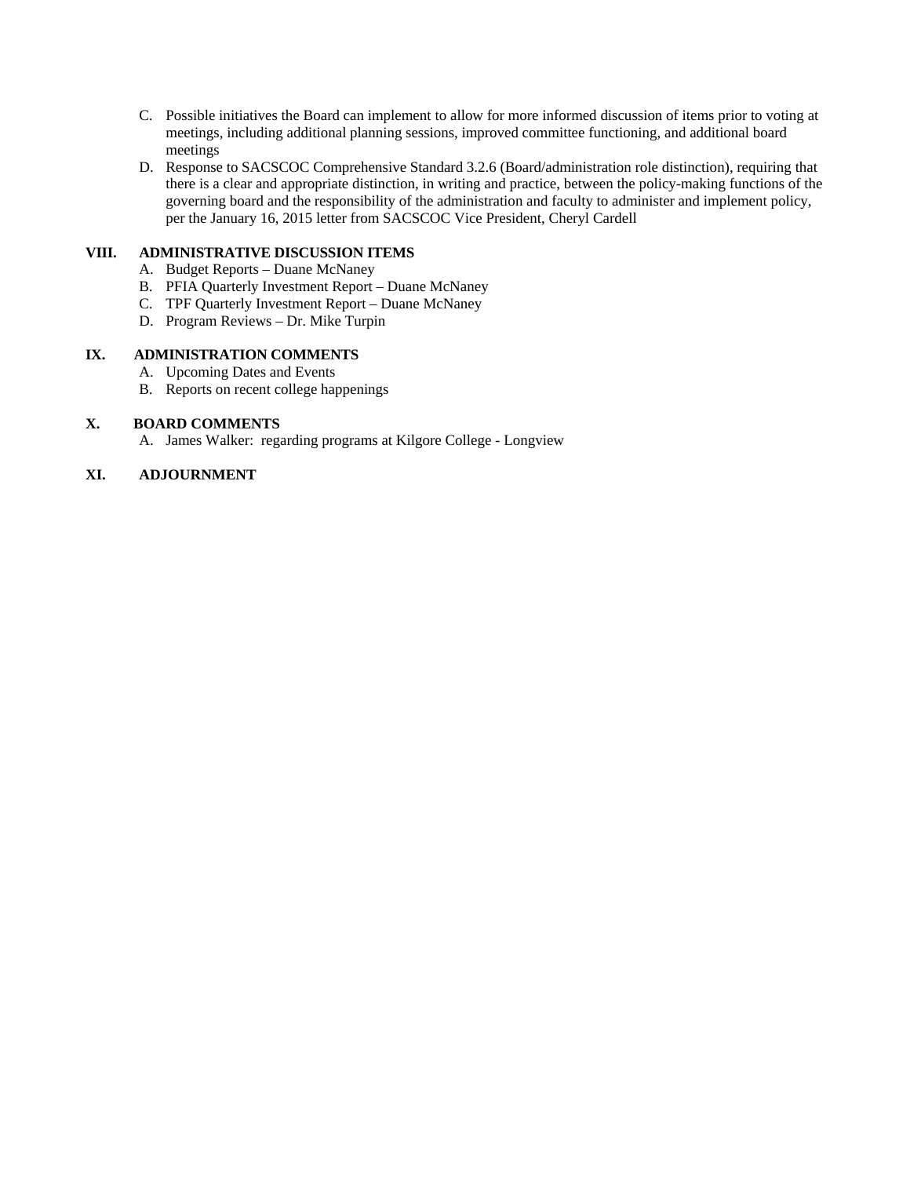C. Possible initiatives the Board can implement to allow for more informed discussion of items prior to voting at meetings, including additional planning sessions, improved committee functioning, and additional board meetings

D. Response to SACSCOC Comprehensive Standard 3.2.6 (Board/administration role distinction), requiring that there is a clear and appropriate distinction, in writing and practice, between the policy-making functions of the governing board and the responsibility of the administration and faculty to administer and implement policy, per the January 16, 2015 letter from SACSCOC Vice President, Cheryl Cardell

**VIII. ADMINISTRATIVE DISCUSSION ITEMS**

A. Budget Reports – Duane McNaney
B. PFIA Quarterly Investment Report – Duane McNaney
C. TPF Quarterly Investment Report – Duane McNaney
D. Program Reviews – Dr. Mike Turpin

**IX. ADMINISTRATION COMMENTS**

A. Upcoming Dates and Events
B. Reports on recent college happenings

**X. BOARD COMMENTS**

A. James Walker: regarding programs at Kilgore College - Longview

**XI. ADJOURNMENT**